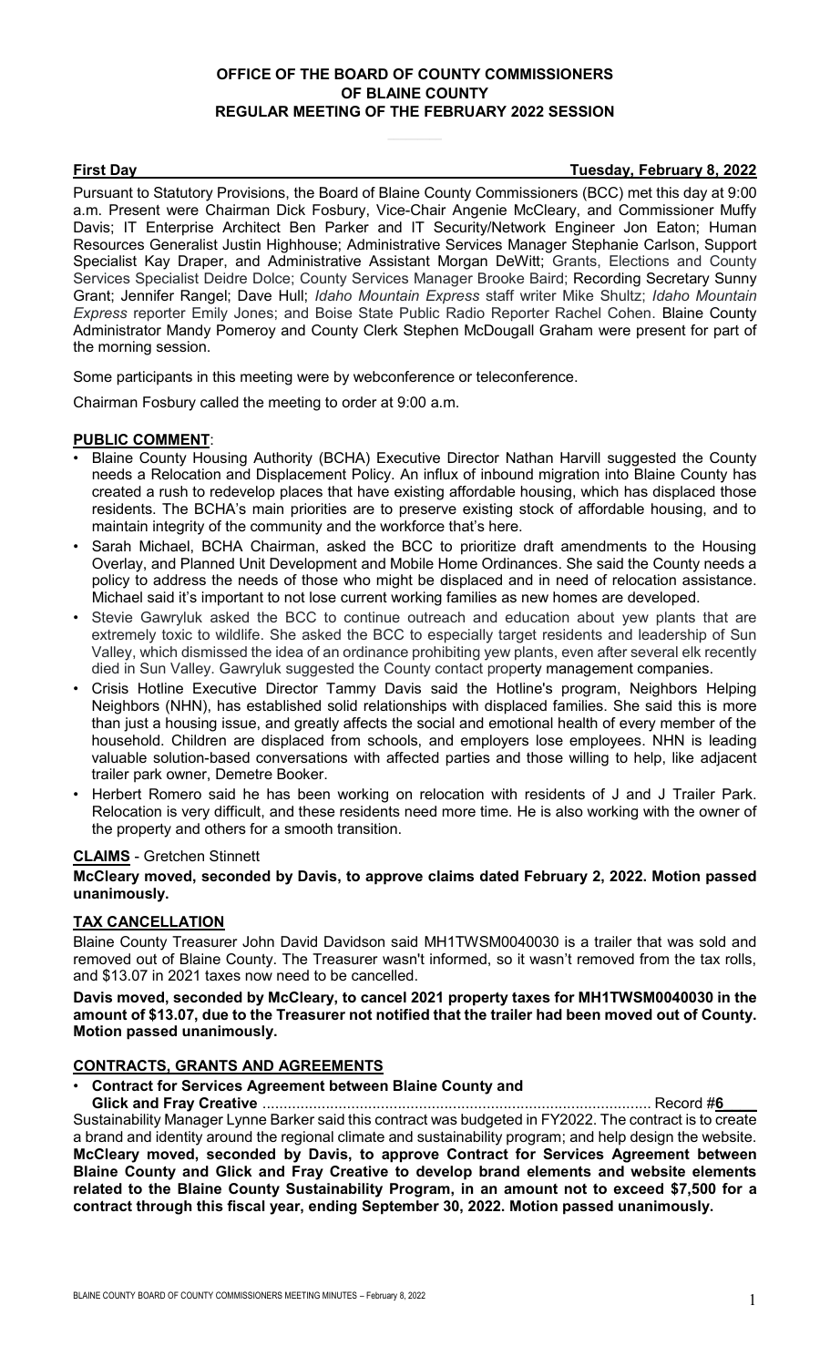**OFFICE OF THE BOARD OF COUNTY COMMISSIONERS**
**OF BLAINE COUNTY**
**REGULAR MEETING OF THE FEBRUARY 2022 SESSION**

**First Day** **Tuesday, February 8, 2022**

Pursuant to Statutory Provisions, the Board of Blaine County Commissioners (BCC) met this day at 9:00 a.m. Present were Chairman Dick Fosbury, Vice-Chair Angenie McCleary, and Commissioner Muffy Davis; IT Enterprise Architect Ben Parker and IT Security/Network Engineer Jon Eaton; Human Resources Generalist Justin Highhouse; Administrative Services Manager Stephanie Carlson, Support Specialist Kay Draper, and Administrative Assistant Morgan DeWitt; Grants, Elections and County Services Specialist Deidre Dolce; County Services Manager Brooke Baird; Recording Secretary Sunny Grant; Jennifer Rangel; Dave Hull; *Idaho Mountain Express* staff writer Mike Shultz; *Idaho Mountain Express* reporter Emily Jones; and Boise State Public Radio Reporter Rachel Cohen. Blaine County Administrator Mandy Pomeroy and County Clerk Stephen McDougall Graham were present for part of the morning session.

Some participants in this meeting were by webconference or teleconference.

Chairman Fosbury called the meeting to order at 9:00 a.m.

**PUBLIC COMMENT**:

- Blaine County Housing Authority (BCHA) Executive Director Nathan Harvill suggested the County needs a Relocation and Displacement Policy. An influx of inbound migration into Blaine County has created a rush to redevelop places that have existing affordable housing, which has displaced those residents. The BCHA's main priorities are to preserve existing stock of affordable housing, and to maintain integrity of the community and the workforce that's here.
- Sarah Michael, BCHA Chairman, asked the BCC to prioritize draft amendments to the Housing Overlay, and Planned Unit Development and Mobile Home Ordinances. She said the County needs a policy to address the needs of those who might be displaced and in need of relocation assistance. Michael said it's important to not lose current working families as new homes are developed.
- Stevie Gawryluk asked the BCC to continue outreach and education about yew plants that are extremely toxic to wildlife. She asked the BCC to especially target residents and leadership of Sun Valley, which dismissed the idea of an ordinance prohibiting yew plants, even after several elk recently died in Sun Valley. Gawryluk suggested the County contact property management companies.
- Crisis Hotline Executive Director Tammy Davis said the Hotline's program, Neighbors Helping Neighbors (NHN), has established solid relationships with displaced families. She said this is more than just a housing issue, and greatly affects the social and emotional health of every member of the household. Children are displaced from schools, and employers lose employees. NHN is leading valuable solution-based conversations with affected parties and those willing to help, like adjacent trailer park owner, Demetre Booker.
- Herbert Romero said he has been working on relocation with residents of J and J Trailer Park. Relocation is very difficult, and these residents need more time. He is also working with the owner of the property and others for a smooth transition.

**CLAIMS** - Gretchen Stinnett

**McCleary moved, seconded by Davis, to approve claims dated February 2, 2022. Motion passed unanimously.**

**TAX CANCELLATION**

Blaine County Treasurer John David Davidson said MH1TWSM0040030 is a trailer that was sold and removed out of Blaine County. The Treasurer wasn't informed, so it wasn't removed from the tax rolls, and $13.07 in 2021 taxes now need to be cancelled.

**Davis moved, seconded by McCleary, to cancel 2021 property taxes for MH1TWSM0040030 in the amount of $13.07, due to the Treasurer not notified that the trailer had been moved out of County. Motion passed unanimously.**

**CONTRACTS, GRANTS AND AGREEMENTS**

- **Contract for Services Agreement between Blaine County and Glick and Fray Creative** .......................................................................................... Record #**6**

Sustainability Manager Lynne Barker said this contract was budgeted in FY2022. The contract is to create a brand and identity around the regional climate and sustainability program; and help design the website. **McCleary moved, seconded by Davis, to approve Contract for Services Agreement between Blaine County and Glick and Fray Creative to develop brand elements and website elements related to the Blaine County Sustainability Program, in an amount not to exceed $7,500 for a contract through this fiscal year, ending September 30, 2022. Motion passed unanimously.**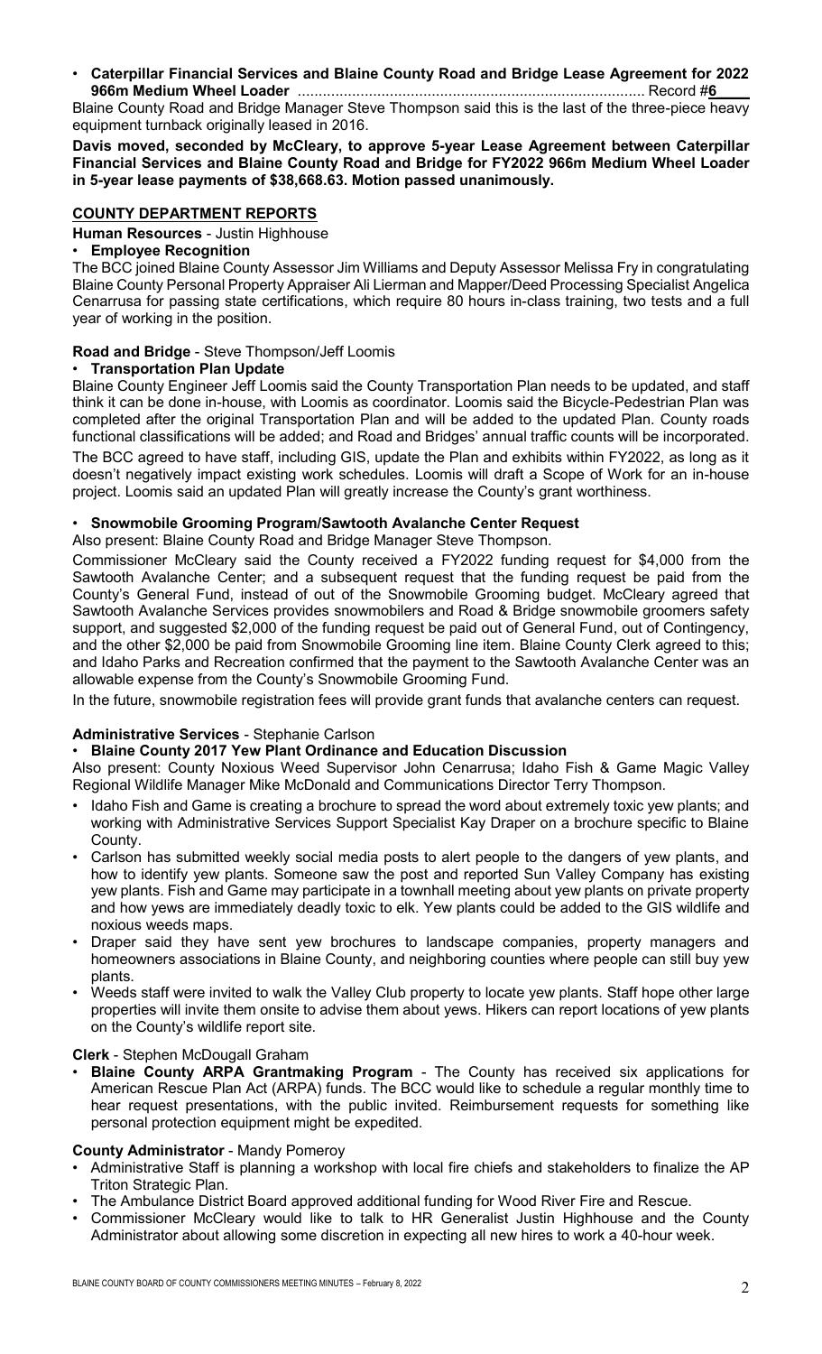- **Caterpillar Financial Services and Blaine County Road and Bridge Lease Agreement for 2022 966m Medium Wheel Loader** .................................................................................. Record #**6**

Blaine County Road and Bridge Manager Steve Thompson said this is the last of the three-piece heavy equipment turnback originally leased in 2016.

**Davis moved, seconded by McCleary, to approve 5-year Lease Agreement between Caterpillar Financial Services and Blaine County Road and Bridge for FY2022 966m Medium Wheel Loader in 5-year lease payments of $38,668.63. Motion passed unanimously.**

## COUNTY DEPARTMENT REPORTS

**Human Resources** - Justin Highhouse

- **Employee Recognition**

The BCC joined Blaine County Assessor Jim Williams and Deputy Assessor Melissa Fry in congratulating Blaine County Personal Property Appraiser Ali Lierman and Mapper/Deed Processing Specialist Angelica Cenarrusa for passing state certifications, which require 80 hours in-class training, two tests and a full year of working in the position.

**Road and Bridge** - Steve Thompson/Jeff Loomis

- **Transportation Plan Update**

Blaine County Engineer Jeff Loomis said the County Transportation Plan needs to be updated, and staff think it can be done in-house, with Loomis as coordinator. Loomis said the Bicycle-Pedestrian Plan was completed after the original Transportation Plan and will be added to the updated Plan. County roads functional classifications will be added; and Road and Bridges' annual traffic counts will be incorporated.

The BCC agreed to have staff, including GIS, update the Plan and exhibits within FY2022, as long as it doesn't negatively impact existing work schedules. Loomis will draft a Scope of Work for an in-house project. Loomis said an updated Plan will greatly increase the County's grant worthiness.

- **Snowmobile Grooming Program/Sawtooth Avalanche Center Request**

Also present: Blaine County Road and Bridge Manager Steve Thompson.

Commissioner McCleary said the County received a FY2022 funding request for $4,000 from the Sawtooth Avalanche Center; and a subsequent request that the funding request be paid from the County's General Fund, instead of out of the Snowmobile Grooming budget. McCleary agreed that Sawtooth Avalanche Services provides snowmobilers and Road & Bridge snowmobile groomers safety support, and suggested $2,000 of the funding request be paid out of General Fund, out of Contingency, and the other $2,000 be paid from Snowmobile Grooming line item. Blaine County Clerk agreed to this; and Idaho Parks and Recreation confirmed that the payment to the Sawtooth Avalanche Center was an allowable expense from the County's Snowmobile Grooming Fund.

In the future, snowmobile registration fees will provide grant funds that avalanche centers can request.

**Administrative Services** - Stephanie Carlson

- **Blaine County 2017 Yew Plant Ordinance and Education Discussion**

Also present: County Noxious Weed Supervisor John Cenarrusa; Idaho Fish & Game Magic Valley Regional Wildlife Manager Mike McDonald and Communications Director Terry Thompson.

- Idaho Fish and Game is creating a brochure to spread the word about extremely toxic yew plants; and working with Administrative Services Support Specialist Kay Draper on a brochure specific to Blaine County.
- Carlson has submitted weekly social media posts to alert people to the dangers of yew plants, and how to identify yew plants. Someone saw the post and reported Sun Valley Company has existing yew plants. Fish and Game may participate in a townhall meeting about yew plants on private property and how yews are immediately deadly toxic to elk. Yew plants could be added to the GIS wildlife and noxious weeds maps.
- Draper said they have sent yew brochures to landscape companies, property managers and homeowners associations in Blaine County, and neighboring counties where people can still buy yew plants.
- Weeds staff were invited to walk the Valley Club property to locate yew plants. Staff hope other large properties will invite them onsite to advise them about yews. Hikers can report locations of yew plants on the County's wildlife report site.

**Clerk** - Stephen McDougall Graham

- **Blaine County ARPA Grantmaking Program** - The County has received six applications for American Rescue Plan Act (ARPA) funds. The BCC would like to schedule a regular monthly time to hear request presentations, with the public invited. Reimbursement requests for something like personal protection equipment might be expedited.

**County Administrator** - Mandy Pomeroy

- Administrative Staff is planning a workshop with local fire chiefs and stakeholders to finalize the AP Triton Strategic Plan.
- The Ambulance District Board approved additional funding for Wood River Fire and Rescue.
- Commissioner McCleary would like to talk to HR Generalist Justin Highhouse and the County Administrator about allowing some discretion in expecting all new hires to work a 40-hour week.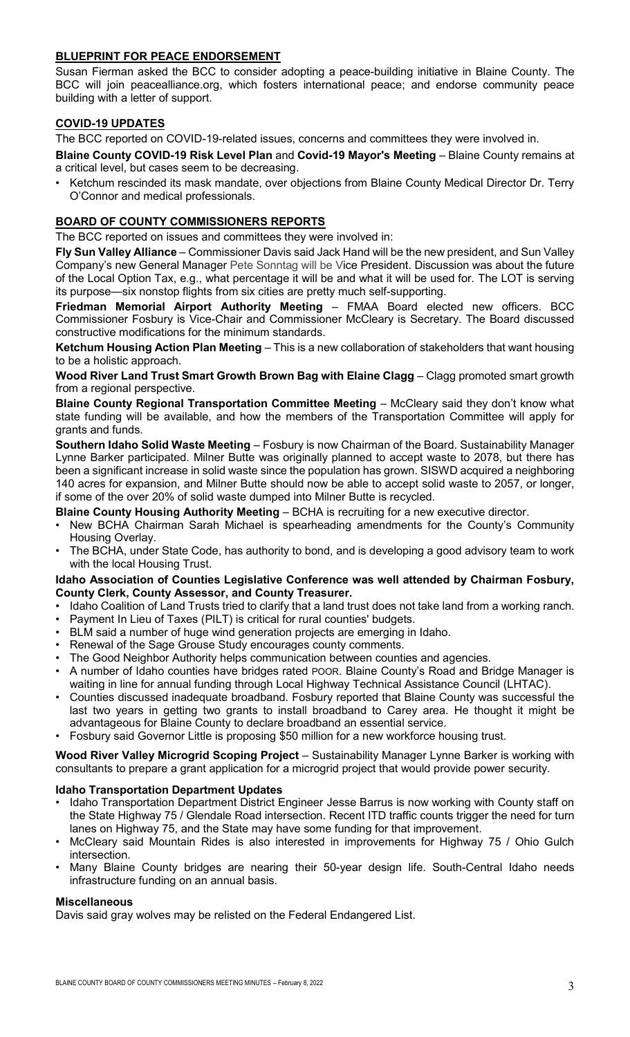## BLUEPRINT FOR PEACE ENDORSEMENT

Susan Fierman asked the BCC to consider adopting a peace-building initiative in Blaine County. The BCC will join peacealliance.org, which fosters international peace; and endorse community peace building with a letter of support.

## COVID-19 UPDATES

The BCC reported on COVID-19-related issues, concerns and committees they were involved in.

**Blaine County COVID-19 Risk Level Plan** and **Covid-19 Mayor's Meeting** – Blaine County remains at a critical level, but cases seem to be decreasing.

- Ketchum rescinded its mask mandate, over objections from Blaine County Medical Director Dr. Terry O'Connor and medical professionals.

## BOARD OF COUNTY COMMISSIONERS REPORTS

The BCC reported on issues and committees they were involved in:

**Fly Sun Valley Alliance** – Commissioner Davis said Jack Hand will be the new president, and Sun Valley Company's new General Manager Pete Sonntag will be Vice President. Discussion was about the future of the Local Option Tax, e.g., what percentage it will be and what it will be used for. The LOT is serving its purpose—six nonstop flights from six cities are pretty much self-supporting.

**Friedman Memorial Airport Authority Meeting** – FMAA Board elected new officers. BCC Commissioner Fosbury is Vice-Chair and Commissioner McCleary is Secretary. The Board discussed constructive modifications for the minimum standards.

**Ketchum Housing Action Plan Meeting** – This is a new collaboration of stakeholders that want housing to be a holistic approach.

**Wood River Land Trust Smart Growth Brown Bag with Elaine Clagg** – Clagg promoted smart growth from a regional perspective.

**Blaine County Regional Transportation Committee Meeting** – McCleary said they don't know what state funding will be available, and how the members of the Transportation Committee will apply for grants and funds.

**Southern Idaho Solid Waste Meeting** – Fosbury is now Chairman of the Board. Sustainability Manager Lynne Barker participated. Milner Butte was originally planned to accept waste to 2078, but there has been a significant increase in solid waste since the population has grown. SISWD acquired a neighboring 140 acres for expansion, and Milner Butte should now be able to accept solid waste to 2057, or longer, if some of the over 20% of solid waste dumped into Milner Butte is recycled.

**Blaine County Housing Authority Meeting** – BCHA is recruiting for a new executive director.

- New BCHA Chairman Sarah Michael is spearheading amendments for the County's Community Housing Overlay.
- The BCHA, under State Code, has authority to bond, and is developing a good advisory team to work with the local Housing Trust.

**Idaho Association of Counties Legislative Conference was well attended by Chairman Fosbury, County Clerk, County Assessor, and County Treasurer.**

- Idaho Coalition of Land Trusts tried to clarify that a land trust does not take land from a working ranch.
- Payment In Lieu of Taxes (PILT) is critical for rural counties' budgets.
- BLM said a number of huge wind generation projects are emerging in Idaho.
- Renewal of the Sage Grouse Study encourages county comments.
- The Good Neighbor Authority helps communication between counties and agencies.
- A number of Idaho counties have bridges rated POOR. Blaine County's Road and Bridge Manager is waiting in line for annual funding through Local Highway Technical Assistance Council (LHTAC).
- Counties discussed inadequate broadband. Fosbury reported that Blaine County was successful the last two years in getting two grants to install broadband to Carey area. He thought it might be advantageous for Blaine County to declare broadband an essential service.
- Fosbury said Governor Little is proposing $50 million for a new workforce housing trust.

**Wood River Valley Microgrid Scoping Project** – Sustainability Manager Lynne Barker is working with consultants to prepare a grant application for a microgrid project that would provide power security.

### Idaho Transportation Department Updates

- Idaho Transportation Department District Engineer Jesse Barrus is now working with County staff on the State Highway 75 / Glendale Road intersection. Recent ITD traffic counts trigger the need for turn lanes on Highway 75, and the State may have some funding for that improvement.
- McCleary said Mountain Rides is also interested in improvements for Highway 75 / Ohio Gulch intersection.
- Many Blaine County bridges are nearing their 50-year design life. South-Central Idaho needs infrastructure funding on an annual basis.

### Miscellaneous

Davis said gray wolves may be relisted on the Federal Endangered List.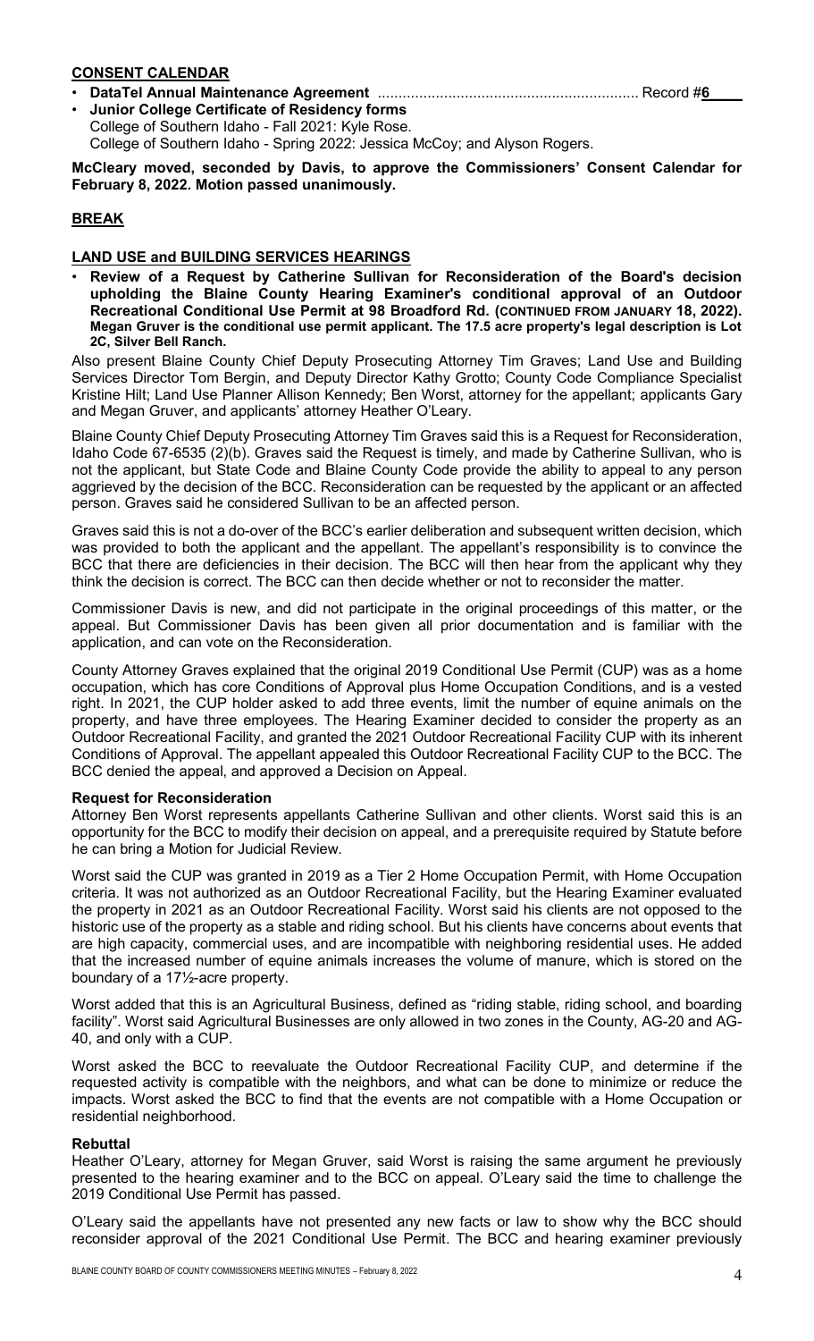## CONSENT CALENDAR

- **DataTel Annual Maintenance Agreement** .............................................................. Record #**6**
- **Junior College Certificate of Residency forms**
  College of Southern Idaho - Fall 2021: Kyle Rose.
  College of Southern Idaho - Spring 2022: Jessica McCoy; and Alyson Rogers.

**McCleary moved, seconded by Davis, to approve the Commissioners' Consent Calendar for February 8, 2022. Motion passed unanimously.**

## BREAK

## LAND USE and BUILDING SERVICES HEARINGS

- **Review of a Request by Catherine Sullivan for Reconsideration of the Board's decision upholding the Blaine County Hearing Examiner's conditional approval of an Outdoor Recreational Conditional Use Permit at 98 Broadford Rd. (CONTINUED FROM JANUARY 18, 2022). Megan Gruver is the conditional use permit applicant. The 17.5 acre property's legal description is Lot 2C, Silver Bell Ranch.**

Also present Blaine County Chief Deputy Prosecuting Attorney Tim Graves; Land Use and Building Services Director Tom Bergin, and Deputy Director Kathy Grotto; County Code Compliance Specialist Kristine Hilt; Land Use Planner Allison Kennedy; Ben Worst, attorney for the appellant; applicants Gary and Megan Gruver, and applicants' attorney Heather O'Leary.

Blaine County Chief Deputy Prosecuting Attorney Tim Graves said this is a Request for Reconsideration, Idaho Code 67-6535 (2)(b). Graves said the Request is timely, and made by Catherine Sullivan, who is not the applicant, but State Code and Blaine County Code provide the ability to appeal to any person aggrieved by the decision of the BCC. Reconsideration can be requested by the applicant or an affected person. Graves said he considered Sullivan to be an affected person.

Graves said this is not a do-over of the BCC's earlier deliberation and subsequent written decision, which was provided to both the applicant and the appellant. The appellant's responsibility is to convince the BCC that there are deficiencies in their decision. The BCC will then hear from the applicant why they think the decision is correct. The BCC can then decide whether or not to reconsider the matter.

Commissioner Davis is new, and did not participate in the original proceedings of this matter, or the appeal. But Commissioner Davis has been given all prior documentation and is familiar with the application, and can vote on the Reconsideration.

County Attorney Graves explained that the original 2019 Conditional Use Permit (CUP) was as a home occupation, which has core Conditions of Approval plus Home Occupation Conditions, and is a vested right. In 2021, the CUP holder asked to add three events, limit the number of equine animals on the property, and have three employees. The Hearing Examiner decided to consider the property as an Outdoor Recreational Facility, and granted the 2021 Outdoor Recreational Facility CUP with its inherent Conditions of Approval. The appellant appealed this Outdoor Recreational Facility CUP to the BCC. The BCC denied the appeal, and approved a Decision on Appeal.

### Request for Reconsideration

Attorney Ben Worst represents appellants Catherine Sullivan and other clients. Worst said this is an opportunity for the BCC to modify their decision on appeal, and a prerequisite required by Statute before he can bring a Motion for Judicial Review.

Worst said the CUP was granted in 2019 as a Tier 2 Home Occupation Permit, with Home Occupation criteria. It was not authorized as an Outdoor Recreational Facility, but the Hearing Examiner evaluated the property in 2021 as an Outdoor Recreational Facility. Worst said his clients are not opposed to the historic use of the property as a stable and riding school. But his clients have concerns about events that are high capacity, commercial uses, and are incompatible with neighboring residential uses. He added that the increased number of equine animals increases the volume of manure, which is stored on the boundary of a 17½-acre property.

Worst added that this is an Agricultural Business, defined as "riding stable, riding school, and boarding facility". Worst said Agricultural Businesses are only allowed in two zones in the County, AG-20 and AG-40, and only with a CUP.

Worst asked the BCC to reevaluate the Outdoor Recreational Facility CUP, and determine if the requested activity is compatible with the neighbors, and what can be done to minimize or reduce the impacts. Worst asked the BCC to find that the events are not compatible with a Home Occupation or residential neighborhood.

### Rebuttal

Heather O'Leary, attorney for Megan Gruver, said Worst is raising the same argument he previously presented to the hearing examiner and to the BCC on appeal. O'Leary said the time to challenge the 2019 Conditional Use Permit has passed.

O'Leary said the appellants have not presented any new facts or law to show why the BCC should reconsider approval of the 2021 Conditional Use Permit. The BCC and hearing examiner previously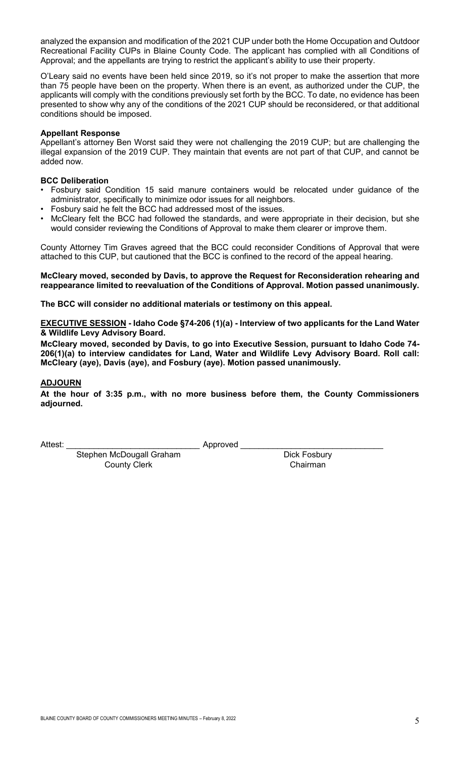analyzed the expansion and modification of the 2021 CUP under both the Home Occupation and Outdoor Recreational Facility CUPs in Blaine County Code. The applicant has complied with all Conditions of Approval; and the appellants are trying to restrict the applicant's ability to use their property.

O'Leary said no events have been held since 2019, so it's not proper to make the assertion that more than 75 people have been on the property. When there is an event, as authorized under the CUP, the applicants will comply with the conditions previously set forth by the BCC. To date, no evidence has been presented to show why any of the conditions of the 2021 CUP should be reconsidered, or that additional conditions should be imposed.

**Appellant Response**

Appellant's attorney Ben Worst said they were not challenging the 2019 CUP; but are challenging the illegal expansion of the 2019 CUP. They maintain that events are not part of that CUP, and cannot be added now.

**BCC Deliberation**

- Fosbury said Condition 15 said manure containers would be relocated under guidance of the administrator, specifically to minimize odor issues for all neighbors.
- Fosbury said he felt the BCC had addressed most of the issues.
- McCleary felt the BCC had followed the standards, and were appropriate in their decision, but she would consider reviewing the Conditions of Approval to make them clearer or improve them.

County Attorney Tim Graves agreed that the BCC could reconsider Conditions of Approval that were attached to this CUP, but cautioned that the BCC is confined to the record of the appeal hearing.

**McCleary moved, seconded by Davis, to approve the Request for Reconsideration rehearing and reappearance limited to reevaluation of the Conditions of Approval. Motion passed unanimously.**

**The BCC will consider no additional materials or testimony on this appeal.**

**EXECUTIVE SESSION - Idaho Code §74-206 (1)(a) - Interview of two applicants for the Land Water & Wildlife Levy Advisory Board.**

**McCleary moved, seconded by Davis, to go into Executive Session, pursuant to Idaho Code 74-206(1)(a) to interview candidates for Land, Water and Wildlife Levy Advisory Board. Roll call: McCleary (aye), Davis (aye), and Fosbury (aye). Motion passed unanimously.**

**ADJOURN**

**At the hour of 3:35 p.m., with no more business before them, the County Commissioners adjourned.**

Attest: ____________________________ Approved ______________________________

Stephen McDougall Graham, County Clerk

Dick Fosbury, Chairman